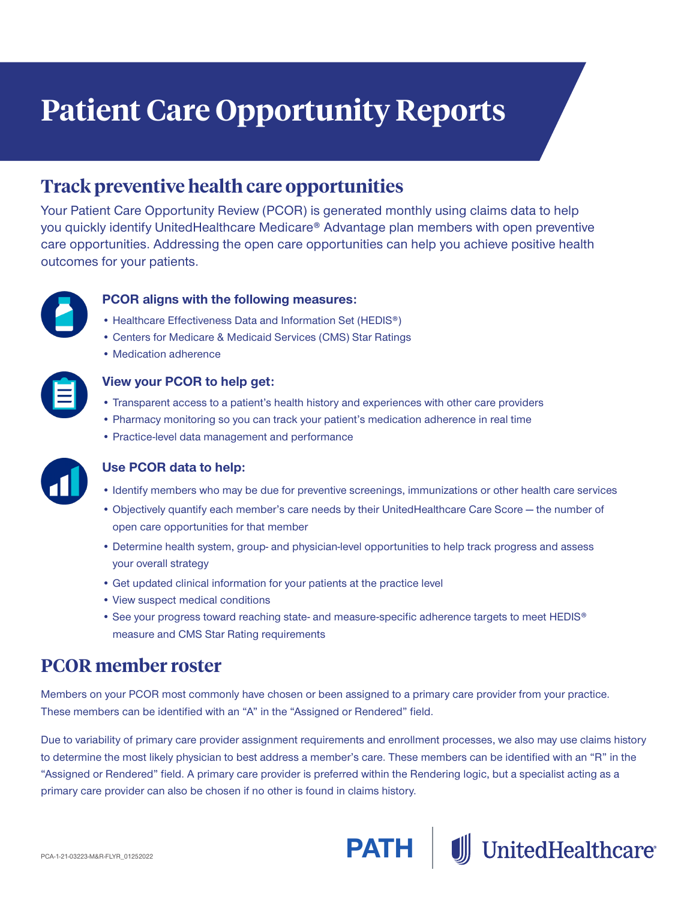# Patient Care Opportunity Reports

## Track preventive health care opportunities

Your Patient Care Opportunity Review (PCOR) is generated monthly using claims data to help you quickly identify UnitedHealthcare Medicare® Advantage plan members with open preventive care opportunities. Addressing the open care opportunities can help you achieve positive health outcomes for your patients.

### PCOR aligns with the following measures:

- Healthcare Effectiveness Data and Information Set (HEDIS®)
- Centers for Medicare & Medicaid Services (CMS) Star Ratings
- Medication adherence

### View your PCOR to help get:

- Transparent access to a patient's health history and experiences with other care providers
- Pharmacy monitoring so you can track your patient's medication adherence in real time
- Practice-level data management and performance

### Use PCOR data to help:

- Identify members who may be due for preventive screenings, immunizations or other health care services
- Objectively quantify each member's care needs by their UnitedHealthcare Care Score — the number of open care opportunities for that member
- Determine health system, group- and physician-level opportunities to help track progress and assess your overall strategy
- Get updated clinical information for your patients at the practice level
- View suspect medical conditions
- See your progress toward reaching state- and measure-specific adherence targets to meet HEDIS® measure and CMS Star Rating requirements

## PCOR member roster

Members on your PCOR most commonly have chosen or been assigned to a primary care provider from your practice. These members can be identified with an "A" in the "Assigned or Rendered" field.

Due to variability of primary care provider assignment requirements and enrollment processes, we also may use claims history to determine the most likely physician to best address a member's care. These members can be identified with an "R" in the "Assigned or Rendered" field. A primary care provider is preferred within the Rendering logic, but a specialist acting as a primary care provider can also be chosen if no other is found in claims history.

PCA-1-21-03223-M&R-FLYR_01252022

PATH | UnitedHealthcare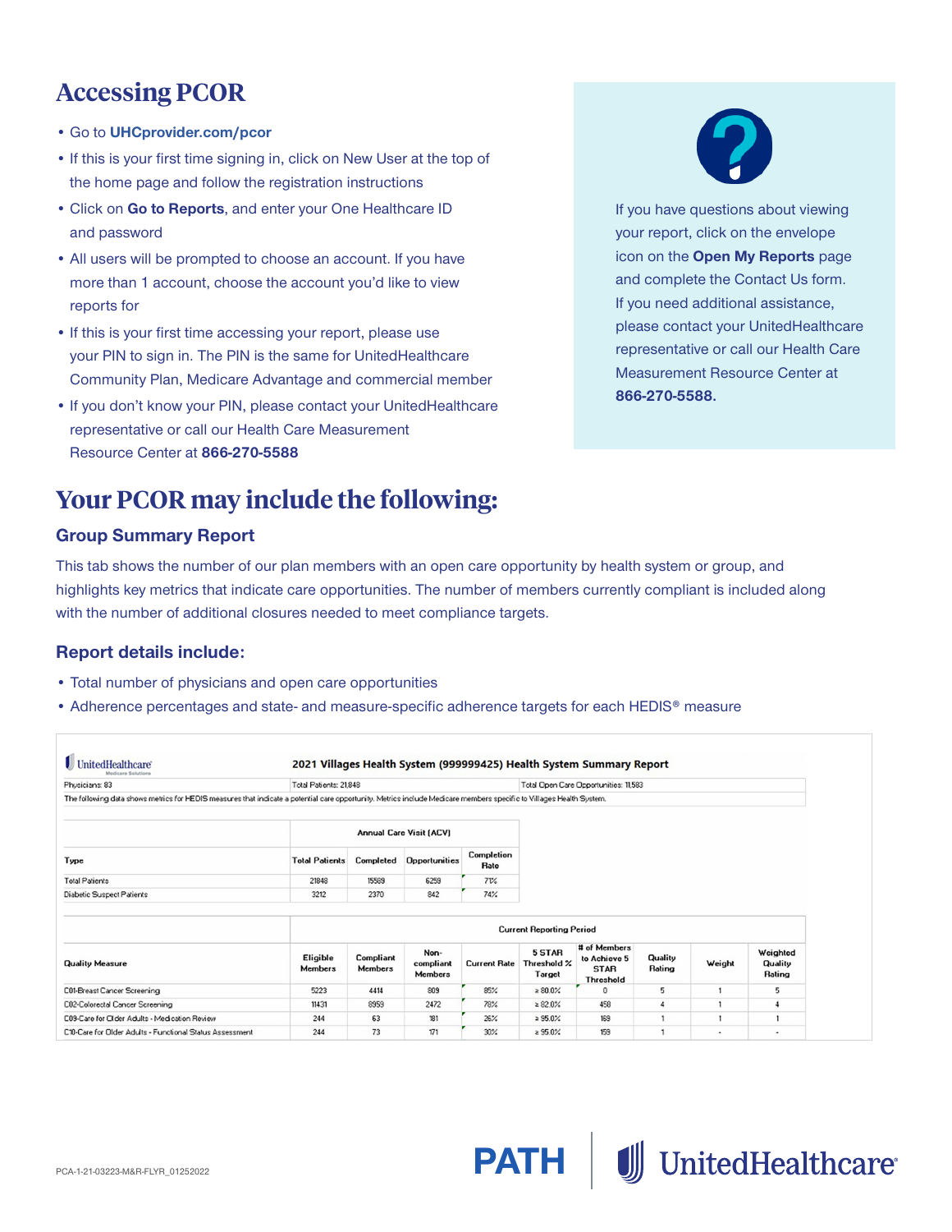# Accessing PCOR

- Go to **UHCprovider.com/pcor**
- If this is your first time signing in, click on New User at the top of the home page and follow the registration instructions
- Click on **Go to Reports**, and enter your One Healthcare ID and password
- All users will be prompted to choose an account. If you have more than 1 account, choose the account you'd like to view reports for
- If this is your first time accessing your report, please use your PIN to sign in. The PIN is the same for UnitedHealthcare Community Plan, Medicare Advantage and commercial member
- If you don't know your PIN, please contact your UnitedHealthcare representative or call our Health Care Measurement Resource Center at **866-270-5588**

If you have questions about viewing your report, click on the envelope icon on the **Open My Reports** page and complete the Contact Us form. If you need additional assistance, please contact your UnitedHealthcare representative or call our Health Care Measurement Resource Center at **866-270-5588.**

# Your PCOR may include the following:

## Group Summary Report

This tab shows the number of our plan members with an open care opportunity by health system or group, and highlights key metrics that indicate care opportunities. The number of members currently compliant is included along with the number of additional closures needed to meet compliance targets.

## Report details include:

- Total number of physicians and open care opportunities
- Adherence percentages and state- and measure-specific adherence targets for each HEDIS® measure

UnitedHealthcare Medicare Solutions

**2021 Villages Health System (999999425) Health System Summary Report**

| Physicians: 83 | Total Patients: 21,848 | Total Open Care Opportunities: 11,583 |
|---|---|---|

The following data shows metrics for HEDIS measures that indicate a potential care opportunity. Metrics include Medicare members specific to Villages Health System.

| | Annual Care Visit (ACV) | | | |
|---|---|---|---|---|
| Type | Total Patients | Completed | Opportunities | Completion Rate |
| Total Patients | 21848 | 15589 | 6259 | 71% |
| Diabetic Suspect Patients | 3212 | 2370 | 842 | 74% |

| | Current Reporting Period | | | | | | | | |
|---|---|---|---|---|---|---|---|---|---|
| Quality Measure | Eligible Members | Compliant Members | Non-compliant Members | Current Rate | 5 STAR Threshold % Target | # of Members to Achieve 5 STAR Threshold | Quality Rating | Weight | Weighted Quality Rating |
| C01-Breast Cancer Screening | 5223 | 4414 | 809 | 85% | ≥ 80.0% | 0 | 5 | 1 | 5 |
| C02-Colorectal Cancer Screening | 11431 | 8959 | 2472 | 78% | ≥ 82.0% | 458 | 4 | 1 | 4 |
| C09-Care for Older Adults - Medication Review | 244 | 63 | 181 | 26% | ≥ 95.0% | 169 | 1 | 1 | 1 |
| C10-Care for Older Adults - Functional Status Assessment | 244 | 73 | 171 | 30% | ≥ 95.0% | 159 | 1 | - | - |

PCA-1-21-03223-M&R-FLYR_01252022

PATH | UnitedHealthcare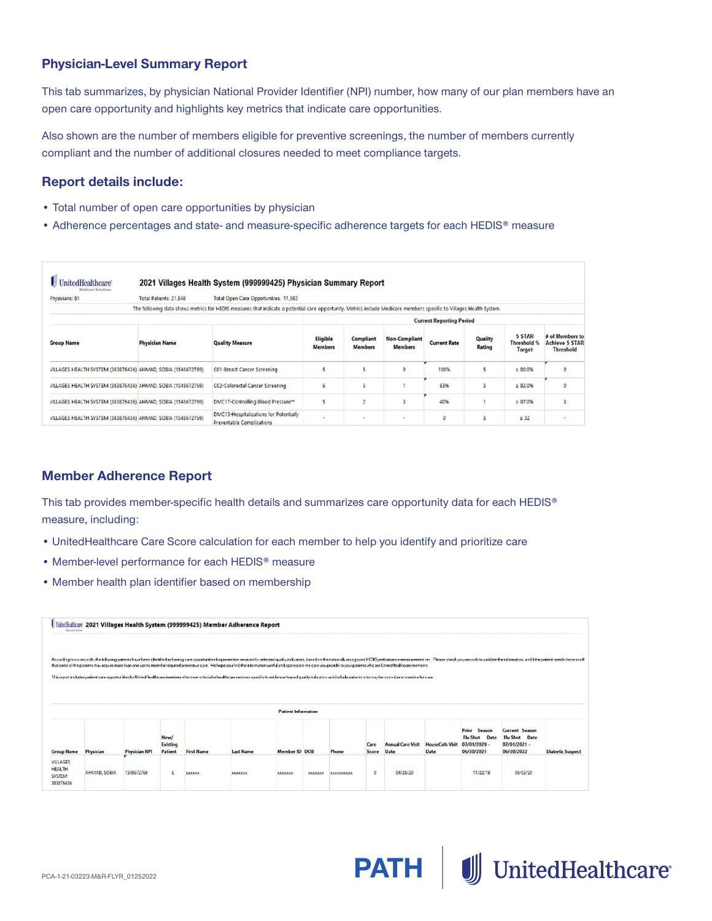## Physician-Level Summary Report

This tab summarizes, by physician National Provider Identifier (NPI) number, how many of our plan members have an open care opportunity and highlights key metrics that indicate care opportunities.

Also shown are the number of members eligible for preventive screenings, the number of members currently compliant and the number of additional closures needed to meet compliance targets.

### Report details include:

- Total number of open care opportunities by physician
- Adherence percentages and state- and measure-specific adherence targets for each HEDIS® measure

**2021 Villages Health System (999999425) Physician Summary Report**

Physicians: 81 | Total Patients: 21,848 | Total Open Care Opportunities: 11,583

The following data shows metrics for HEDIS measures that indicate a potential care opportunity. Metrics include Medicare members specific to Villages Health System.

| | | | Current Reporting Period | | | | | | |
|---|---|---|---|---|---|---|---|---|---|
| Group Name | Physician Name | Quality Measure | Eligible Members | Compliant Members | Non-Compliant Members | Current Rate | Quality Rating | 5 STAR Threshold % Target | # of Members to Achieve 5 STAR Threshold |
| VILLAGES HEALTH SYSTEM (383876436) | AHMAD, SOBIA (1548672769) | C01-Breast Cancer Screening | 5 | 5 | 0 | 100% | 5 | ≥ 80.0% | 0 |
| VILLAGES HEALTH SYSTEM (383876436) | AHMAD, SOBIA (1548672769) | C02-Colorectal Cancer Screening | 6 | 5 | 1 | 83% | 5 | ≥ 82.0% | 0 |
| VILLAGES HEALTH SYSTEM (383876436) | AHMAD, SOBIA (1548672769) | DMC17-Controlling Blood Pressure** | 5 | 2 | 3 | 40% | 1 | ≥ 87.0% | 3 |
| VILLAGES HEALTH SYSTEM (383876436) | AHMAD, SOBIA (1548672769) | DMC15-Hospitalizations for Potentially Preventable Complications | - | - | - | 0 | 5 | ≤ 32 | - |

## Member Adherence Report

This tab provides member-specific health details and summarizes care opportunity data for each HEDIS® measure, including:

- UnitedHealthcare Care Score calculation for each member to help you identify and prioritize care
- Member-level performance for each HEDIS® measure
- Member health plan identifier based on membership

**2021 Villages Health System (999999425) Member Adherence Report**

| Group Name | Physician | Physician NPI | New/ Existing Patient | First Name | Last Name | Member ID | DOB | Phone | Care Score | Annual Care Visit Date | HouseCalls Visit Date | Prior Season Flu Shot Date 07/01/2020 – 06/30/2021 | Current Season Flu Shot Date 07/01/2021 – 06/30/2022 | Diabetic Suspect |
|---|---|---|---|---|---|---|---|---|---|---|---|---|---|---|
| VILLAGES HEALTH SYSTEM 383876436 | AHMAD, SOBIA | 1548672769 | E | xxxxxx | xxxxxxx | xxxxxxx | xxxxxxx | xxxxxxxxxx | 0 | 04/28/20 | | 11/22/19 | 09/03/20 | |

PCA-1-21-03223-M&R-FLYR_01252022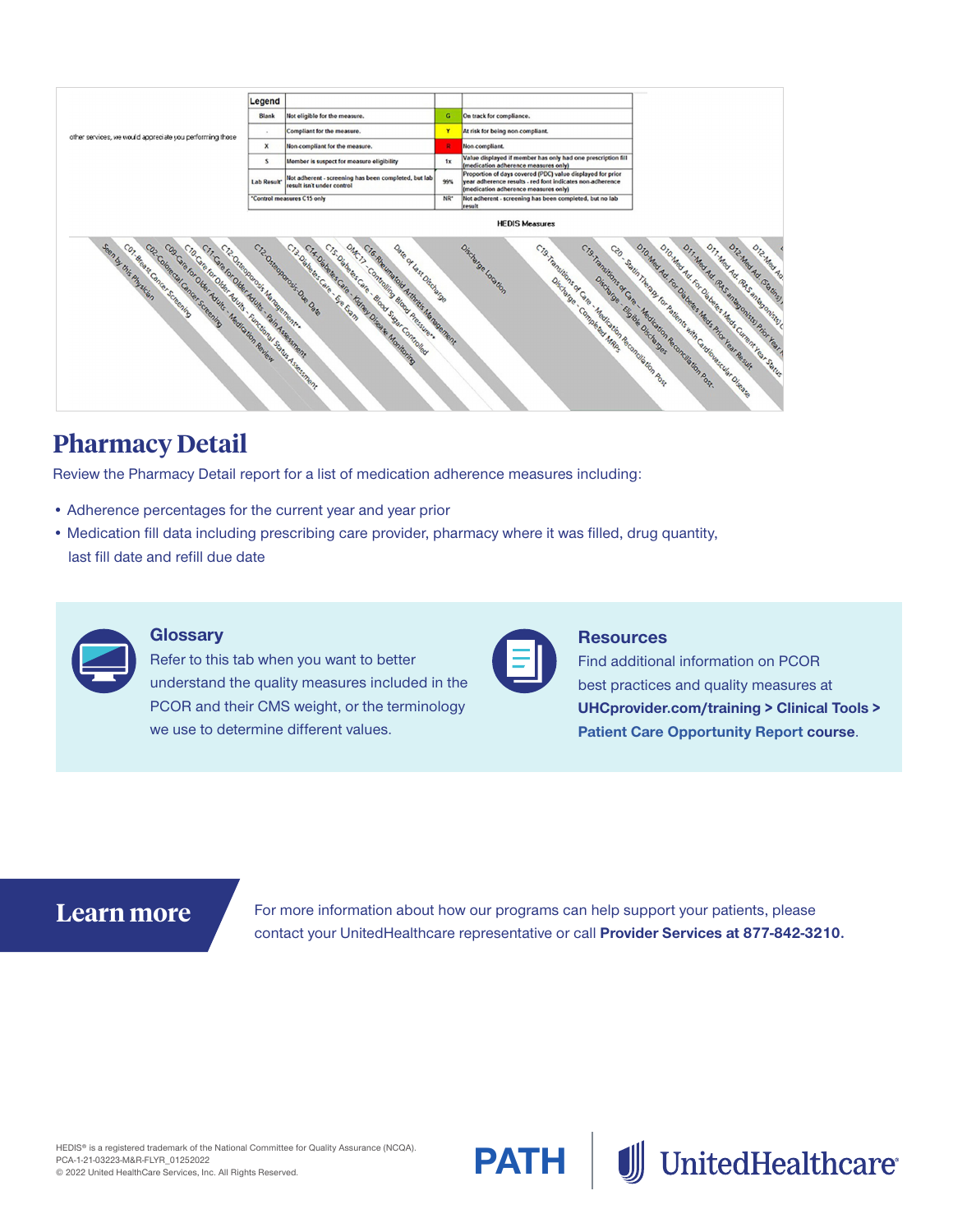other services, we would appreciate you performing those

| Legend | | | |
|---|---|---|---|
| Blank | Not eligible for the measure. | G | On track for compliance. |
| - | Compliant for the measure. | Y | At risk for being non-compliant. |
| X | Non-compliant for the measure. | R | Non-compliant. |
| S | Member is suspect for measure eligibility | 1x | Value displayed if member has only had one prescription fill (medication adherence measures only) |
| Lab Result* | Not adherent - screening has been completed, but lab result isn't under control | 99% | Proportion of days covered (PDC) value displayed for prior year adherence results - red font indicates non-adherence (medication adherence measures only) |
| *Control measures C15 only | | NR* | Not adherent - screening has been completed, but no lab result |

HEDIS Measures

Seen by this Physician
C01-Breast Cancer Screening
C02-Colorectal Cancer Screening
C09-Care for Older Adults - Medication Review
C10-Care for Older Adults - Functional Status Assessment
C11-Care for Older Adults - Pain Assessment
C12-Osteoporosis Management**
C12-Osteoporosis-Due Date
C13-Diabetes Care - Eye Exam
C14-Diabetes Care - Kidney Disease Monitoring
C15-Diabetes Care - Blood Sugar Controlled
DMC17 - Controlling Blood Pressure**
C16-Rheumatoid Arthritis Management
Date of last Discharge
Discharge Location
C19-Transitions of Care - Medication Reconciliation Post-Discharge - Completed MRPs
C19-Transitions of Care - Medication Reconciliation Post-Discharge - Eligible Discharges
C20 - Statin Therapy for Patients with Cardiovascular Disease
D10-Med Ad. For Diabetes Meds Prior Year Result
D10-Med Ad. For Diabetes Meds Current Year Status
D11-Med Ad. (RAS antagonists) Prior Year R
D11-Med Ad. (RAS antagonists) C
D12-Med Ad. (Statins) I
D12-Med Ad

## Pharmacy Detail

Review the Pharmacy Detail report for a list of medication adherence measures including:

- Adherence percentages for the current year and year prior
- Medication fill data including prescribing care provider, pharmacy where it was filled, drug quantity, last fill date and refill due date

### Glossary

Refer to this tab when you want to better understand the quality measures included in the PCOR and their CMS weight, or the terminology we use to determine different values.

### Resources

Find additional information on PCOR best practices and quality measures at **UHCprovider.com/training > Clinical Tools > Patient Care Opportunity Report course**.

## Learn more

For more information about how our programs can help support your patients, please contact your UnitedHealthcare representative or call **Provider Services at 877-842-3210.**

HEDIS® is a registered trademark of the National Committee for Quality Assurance (NCQA).
PCA-1-21-03223-M&R-FLYR_01252022
© 2022 United HealthCare Services, Inc. All Rights Reserved.

PATH | UnitedHealthcare®